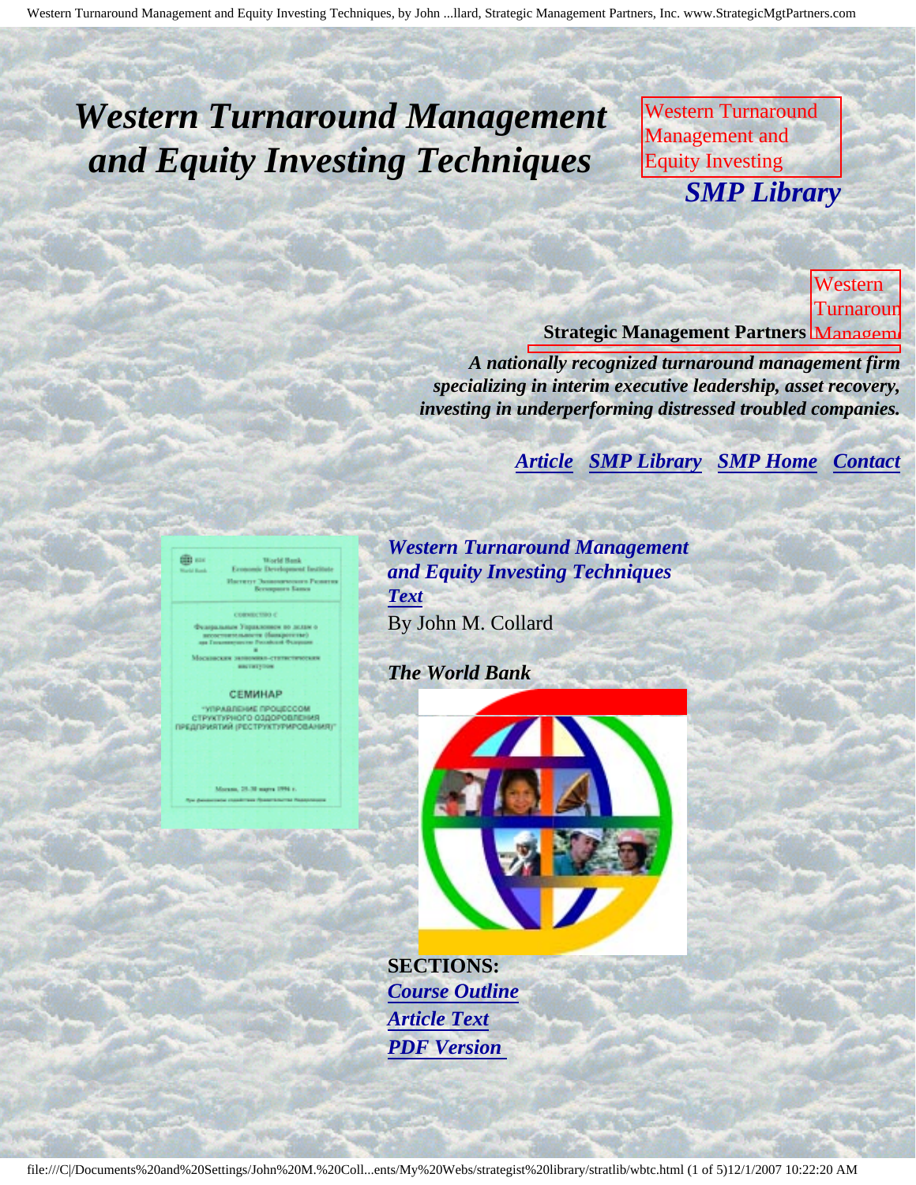# *Western Turnaround Management and Equity Investing Techniques*

Western Turnaround Management and Equity Investing

***SMP Library***

Western Turnaround Management

**Strategic Management Partners**

***A nationally recognized turnaround management firm specializing in interim executive leadership, asset recovery, investing in underperforming distressed troubled companies.***

***Article*** ***SMP Library*** ***SMP Home*** ***Contact***

***Western Turnaround Management and Equity Investing Techniques Text***

By John M. Collard

***The World Bank***

**SECTIONS:**

***Course Outline***

***Article Text***

***PDF Version***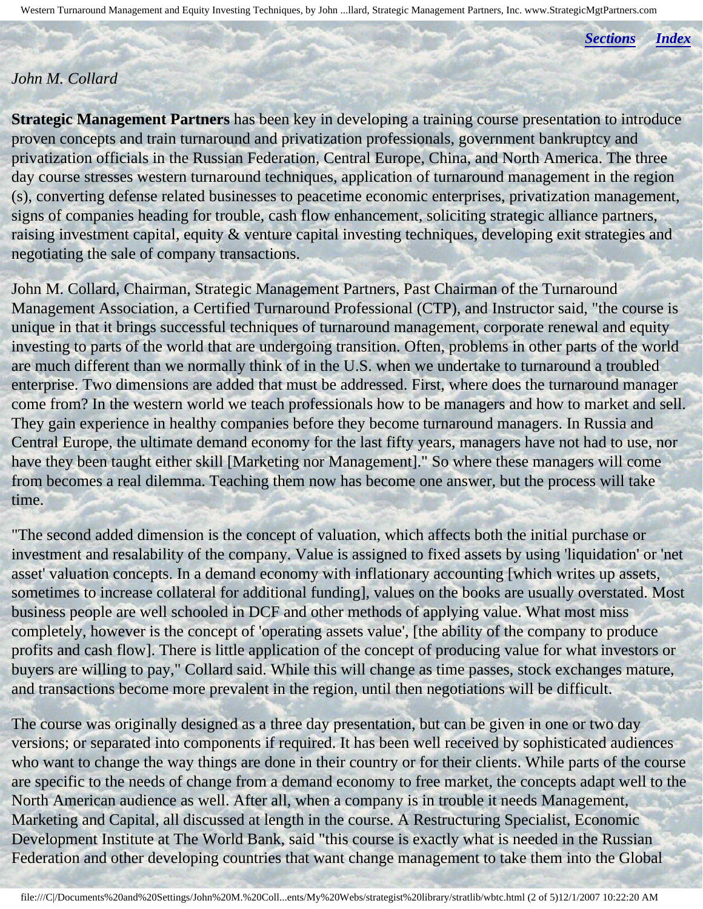*John M. Collard*

**Strategic Management Partners** has been key in developing a training course presentation to introduce proven concepts and train turnaround and privatization professionals, government bankruptcy and privatization officials in the Russian Federation, Central Europe, China, and North America. The three day course stresses western turnaround techniques, application of turnaround management in the region (s), converting defense related businesses to peacetime economic enterprises, privatization management, signs of companies heading for trouble, cash flow enhancement, soliciting strategic alliance partners, raising investment capital, equity & venture capital investing techniques, developing exit strategies and negotiating the sale of company transactions.

John M. Collard, Chairman, Strategic Management Partners, Past Chairman of the Turnaround Management Association, a Certified Turnaround Professional (CTP), and Instructor said, "the course is unique in that it brings successful techniques of turnaround management, corporate renewal and equity investing to parts of the world that are undergoing transition. Often, problems in other parts of the world are much different than we normally think of in the U.S. when we undertake to turnaround a troubled enterprise. Two dimensions are added that must be addressed. First, where does the turnaround manager come from? In the western world we teach professionals how to be managers and how to market and sell. They gain experience in healthy companies before they become turnaround managers. In Russia and Central Europe, the ultimate demand economy for the last fifty years, managers have not had to use, nor have they been taught either skill [Marketing nor Management]." So where these managers will come from becomes a real dilemma. Teaching them now has become one answer, but the process will take time.

"The second added dimension is the concept of valuation, which affects both the initial purchase or investment and resalability of the company. Value is assigned to fixed assets by using 'liquidation' or 'net asset' valuation concepts. In a demand economy with inflationary accounting [which writes up assets, sometimes to increase collateral for additional funding], values on the books are usually overstated. Most business people are well schooled in DCF and other methods of applying value. What most miss completely, however is the concept of 'operating assets value', [the ability of the company to produce profits and cash flow]. There is little application of the concept of producing value for what investors or buyers are willing to pay," Collard said. While this will change as time passes, stock exchanges mature, and transactions become more prevalent in the region, until then negotiations will be difficult.

The course was originally designed as a three day presentation, but can be given in one or two day versions; or separated into components if required. It has been well received by sophisticated audiences who want to change the way things are done in their country or for their clients. While parts of the course are specific to the needs of change from a demand economy to free market, the concepts adapt well to the North American audience as well. After all, when a company is in trouble it needs Management, Marketing and Capital, all discussed at length in the course. A Restructuring Specialist, Economic Development Institute at The World Bank, said "this course is exactly what is needed in the Russian Federation and other developing countries that want change management to take them into the Global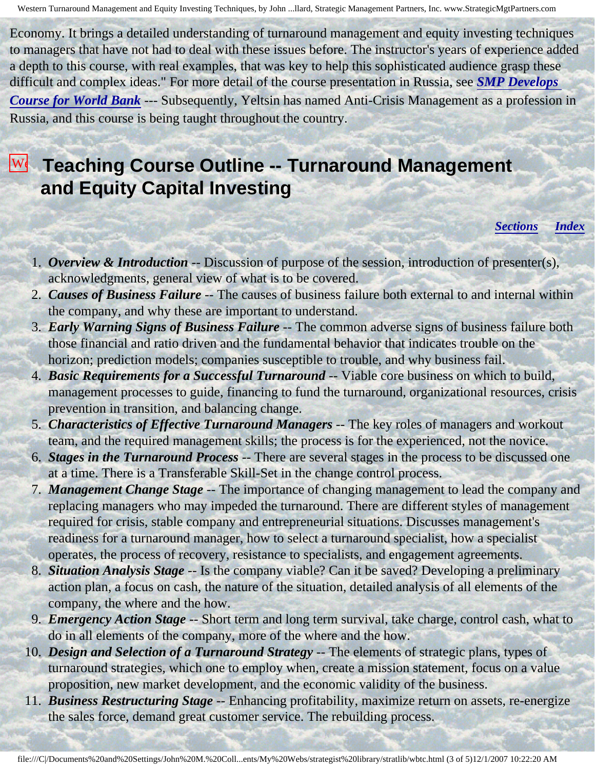Economy. It brings a detailed understanding of turnaround management and equity investing techniques to managers that have not had to deal with these issues before. The instructor's years of experience added a depth to this course, with real examples, that was key to help this sophisticated audience grasp these difficult and complex ideas." For more detail of the course presentation in Russia, see ***SMP Develops Course for World Bank*** --- Subsequently, Yeltsin has named Anti-Crisis Management as a profession in Russia, and this course is being taught throughout the country.

## Teaching Course Outline -- Turnaround Management and Equity Capital Investing

***Sections*** ***Index***

1. ***Overview & Introduction*** -- Discussion of purpose of the session, introduction of presenter(s), acknowledgments, general view of what is to be covered.
2. ***Causes of Business Failure*** -- The causes of business failure both external to and internal within the company, and why these are important to understand.
3. ***Early Warning Signs of Business Failure*** -- The common adverse signs of business failure both those financial and ratio driven and the fundamental behavior that indicates trouble on the horizon; prediction models; companies susceptible to trouble, and why business fail.
4. ***Basic Requirements for a Successful Turnaround*** -- Viable core business on which to build, management processes to guide, financing to fund the turnaround, organizational resources, crisis prevention in transition, and balancing change.
5. ***Characteristics of Effective Turnaround Managers*** -- The key roles of managers and workout team, and the required management skills; the process is for the experienced, not the novice.
6. ***Stages in the Turnaround Process*** -- There are several stages in the process to be discussed one at a time. There is a Transferable Skill-Set in the change control process.
7. ***Management Change Stage*** -- The importance of changing management to lead the company and replacing managers who may impeded the turnaround. There are different styles of management required for crisis, stable company and entrepreneurial situations. Discusses management's readiness for a turnaround manager, how to select a turnaround specialist, how a specialist operates, the process of recovery, resistance to specialists, and engagement agreements.
8. ***Situation Analysis Stage*** -- Is the company viable? Can it be saved? Developing a preliminary action plan, a focus on cash, the nature of the situation, detailed analysis of all elements of the company, the where and the how.
9. ***Emergency Action Stage*** -- Short term and long term survival, take charge, control cash, what to do in all elements of the company, more of the where and the how.
10. ***Design and Selection of a Turnaround Strategy*** -- The elements of strategic plans, types of turnaround strategies, which one to employ when, create a mission statement, focus on a value proposition, new market development, and the economic validity of the business.
11. ***Business Restructuring Stage*** -- Enhancing profitability, maximize return on assets, re-energize the sales force, demand great customer service. The rebuilding process.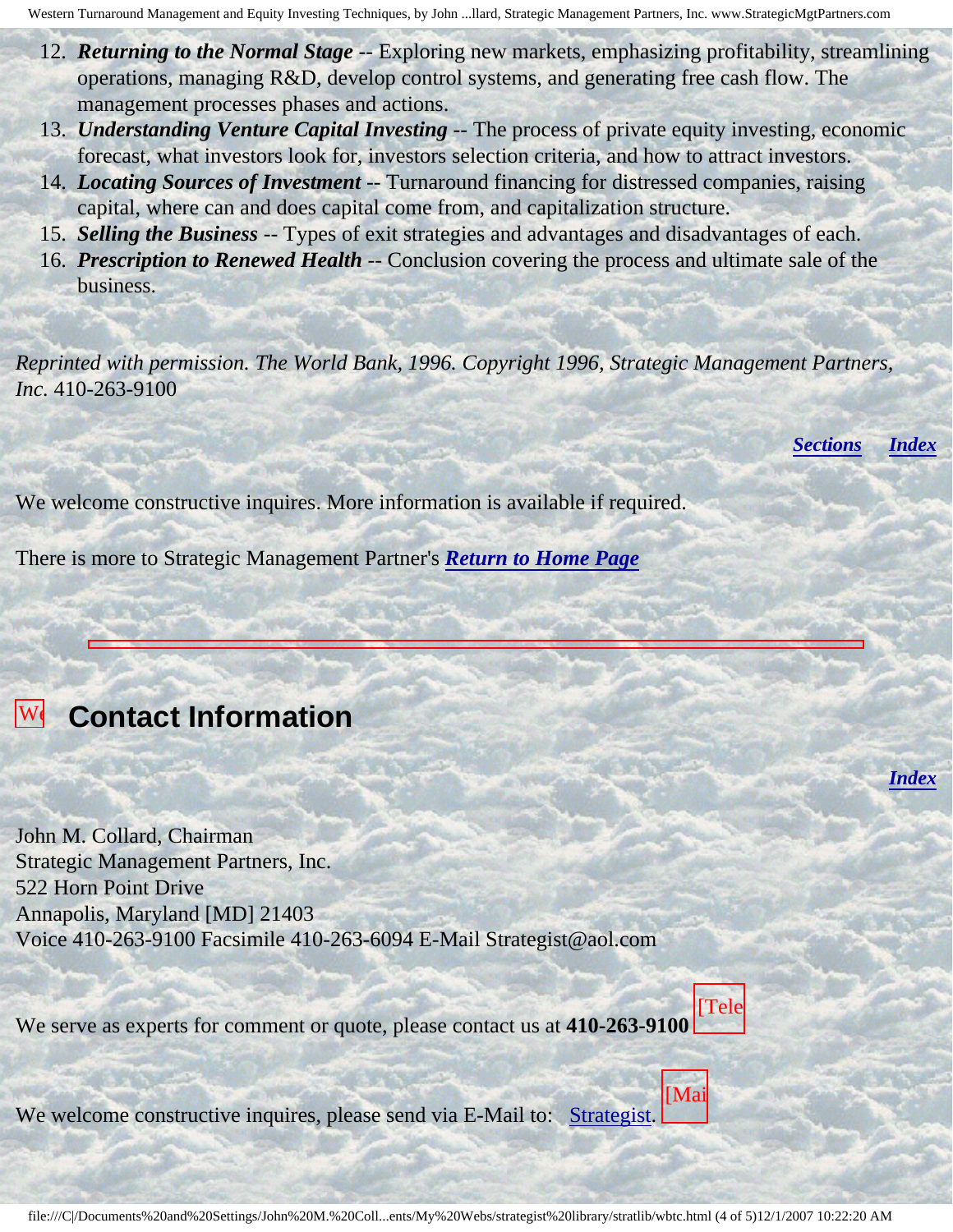12. ***Returning to the Normal Stage*** -- Exploring new markets, emphasizing profitability, streamlining operations, managing R&D, develop control systems, and generating free cash flow. The management processes phases and actions.
13. ***Understanding Venture Capital Investing*** -- The process of private equity investing, economic forecast, what investors look for, investors selection criteria, and how to attract investors.
14. ***Locating Sources of Investment*** -- Turnaround financing for distressed companies, raising capital, where can and does capital come from, and capitalization structure.
15. ***Selling the Business*** -- Types of exit strategies and advantages and disadvantages of each.
16. ***Prescription to Renewed Health*** -- Conclusion covering the process and ultimate sale of the business.

*Reprinted with permission. The World Bank, 1996. Copyright 1996, Strategic Management Partners, Inc.* 410-263-9100

***Sections*** ***Index***

We welcome constructive inquires. More information is available if required.

There is more to Strategic Management Partner's ***Return to Home Page***

---

## [We] Contact Information

***Index***

John M. Collard, Chairman
Strategic Management Partners, Inc.
522 Horn Point Drive
Annapolis, Maryland [MD] 21403
Voice 410-263-9100 Facsimile 410-263-6094 E-Mail Strategist@aol.com

We serve as experts for comment or quote, please contact us at **410-263-9100** [Tele

We welcome constructive inquires, please send via E-Mail to: Strategist. [Mai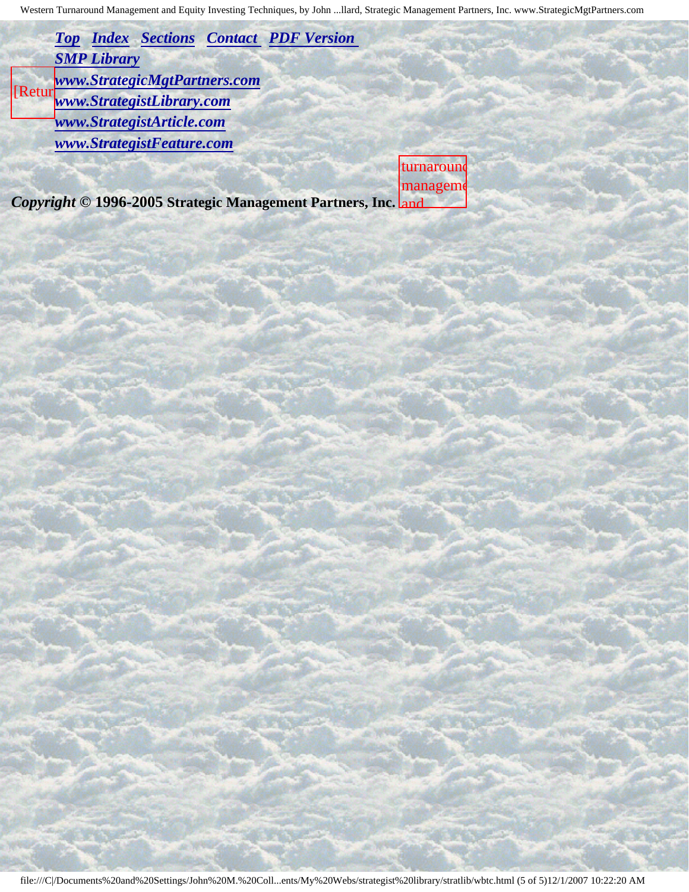*[Top](#)* *[Index](#)* *[Sections](#)* *[Contact](#)* *[PDF Version](#)*
*[SMP Library](#)*
[Retur
*[www.StrategicMgtPartners.com](#)*
*[www.StrategistLibrary.com](#)*
*[www.StrategistArticle.com](#)*
*[www.StrategistFeature.com](#)*

turnaround manageme and

***Copyright*** **© 1996-2005 Strategic Management Partners, Inc.**